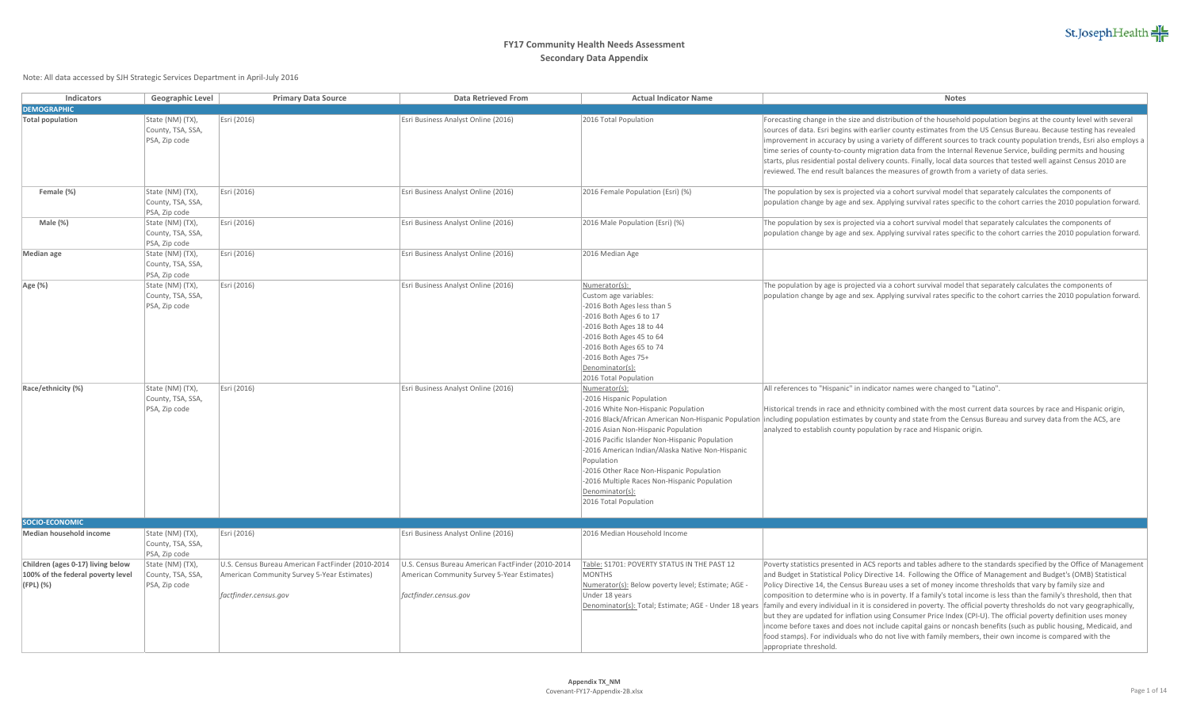# FY17 Community Health Needs Assessment
## Secondary Data Appendix

Note: All data accessed by SJH Strategic Services Department in April-July 2016

| Indicators | Geographic Level | Primary Data Source | Data Retrieved From | Actual Indicator Name | Notes |
|---|---|---|---|---|---|
| **DEMOGRAPHIC** | | | | | |
| **Total population** | State (NM) (TX), County, TSA, SSA, PSA, Zip code | Esri (2016) | Esri Business Analyst Online (2016) | 2016 Total Population | Forecasting change in the size and distribution of the household population begins at the county level with several sources of data. Esri begins with earlier county estimates from the US Census Bureau. Because testing has revealed improvement in accuracy by using a variety of different sources to track county population trends, Esri also employs a time series of county-to-county migration data from the Internal Revenue Service, building permits and housing starts, plus residential postal delivery counts. Finally, local data sources that tested well against Census 2010 are reviewed. The end result balances the measures of growth from a variety of data series. |
| **Female (%)** | State (NM) (TX), County, TSA, SSA, PSA, Zip code | Esri (2016) | Esri Business Analyst Online (2016) | 2016 Female Population (Esri) (%) | The population by sex is projected via a cohort survival model that separately calculates the components of population change by age and sex. Applying survival rates specific to the cohort carries the 2010 population forward. |
| **Male (%)** | State (NM) (TX), County, TSA, SSA, PSA, Zip code | Esri (2016) | Esri Business Analyst Online (2016) | 2016 Male Population (Esri) (%) | The population by sex is projected via a cohort survival model that separately calculates the components of population change by age and sex. Applying survival rates specific to the cohort carries the 2010 population forward. |
| **Median age** | State (NM) (TX), County, TSA, SSA, PSA, Zip code | Esri (2016) | Esri Business Analyst Online (2016) | 2016 Median Age | |
| **Age (%)** | State (NM) (TX), County, TSA, SSA, PSA, Zip code | Esri (2016) | Esri Business Analyst Online (2016) | Numerator(s): Custom age variables: -2016 Both Ages less than 5 -2016 Both Ages 6 to 17 -2016 Both Ages 18 to 44 -2016 Both Ages 45 to 64 -2016 Both Ages 65 to 74 -2016 Both Ages 75+ Denominator(s): 2016 Total Population | The population by age is projected via a cohort survival model that separately calculates the components of population change by age and sex. Applying survival rates specific to the cohort carries the 2010 population forward. |
| **Race/ethnicity (%)** | State (NM) (TX), County, TSA, SSA, PSA, Zip code | Esri (2016) | Esri Business Analyst Online (2016) | Numerator(s): -2016 Hispanic Population -2016 White Non-Hispanic Population -2016 Black/African American Non-Hispanic Population -2016 Asian Non-Hispanic Population -2016 Pacific Islander Non-Hispanic Population -2016 American Indian/Alaska Native Non-Hispanic Population -2016 Other Race Non-Hispanic Population -2016 Multiple Races Non-Hispanic Population Denominator(s): 2016 Total Population | All references to "Hispanic" in indicator names were changed to "Latino". Historical trends in race and ethnicity combined with the most current data sources by race and Hispanic origin, including population estimates by county and state from the Census Bureau and survey data from the ACS, are analyzed to establish county population by race and Hispanic origin. |
| **SOCIO-ECONOMIC** | | | | | |
| **Median household income** | State (NM) (TX), County, TSA, SSA, PSA, Zip code | Esri (2016) | Esri Business Analyst Online (2016) | 2016 Median Household Income | |
| **Children (ages 0-17) living below 100% of the federal poverty level (FPL) (%)** | State (NM) (TX), County, TSA, SSA, PSA, Zip code | U.S. Census Bureau American FactFinder (2010-2014 American Community Survey 5-Year Estimates) *factfinder.census.gov* | U.S. Census Bureau American FactFinder (2010-2014 American Community Survey 5-Year Estimates) *factfinder.census.gov* | Table: S1701: POVERTY STATUS IN THE PAST 12 MONTHS Numerator(s): Below poverty level; Estimate; AGE - Under 18 years Denominator(s): Total; Estimate; AGE - Under 18 years | Poverty statistics presented in ACS reports and tables adhere to the standards specified by the Office of Management and Budget in Statistical Policy Directive 14. Following the Office of Management and Budget's (OMB) Statistical Policy Directive 14, the Census Bureau uses a set of money income thresholds that vary by family size and composition to determine who is in poverty. If a family's total income is less than the family's threshold, then that family and every individual in it is considered in poverty. The official poverty thresholds do not vary geographically, but they are updated for inflation using Consumer Price Index (CPI-U). The official poverty definition uses money income before taxes and does not include capital gains or noncash benefits (such as public housing, Medicaid, and food stamps). For individuals who do not live with family members, their own income is compared with the appropriate threshold. |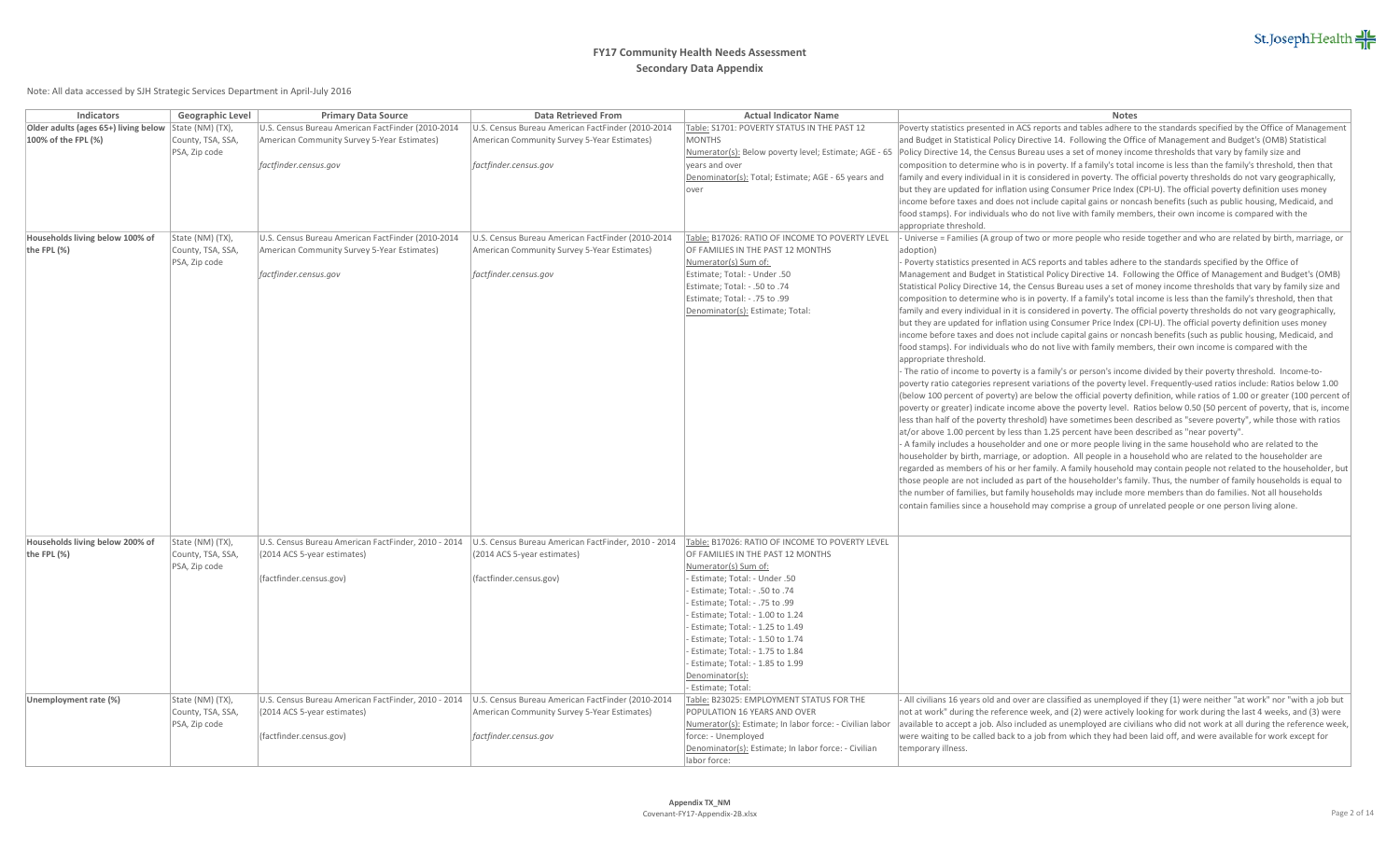# FY17 Community Health Needs Assessment

## Secondary Data Appendix

Note: All data accessed by SJH Strategic Services Department in April-July 2016

| Indicators | Geographic Level | Primary Data Source | Data Retrieved From | Actual Indicator Name | Notes |
|---|---|---|---|---|---|
| **Older adults (ages 65+) living below 100% of the FPL (%)** | State (NM) (TX), County, TSA, SSA, PSA, Zip code | U.S. Census Bureau American FactFinder (2010-2014 American Community Survey 5-Year Estimates)<br><br>*factfinder.census.gov* | U.S. Census Bureau American FactFinder (2010-2014 American Community Survey 5-Year Estimates)<br><br>*factfinder.census.gov* | Table: S1701: POVERTY STATUS IN THE PAST 12 MONTHS<br>Numerator(s): Below poverty level; Estimate; AGE - 65 years and over<br>Denominator(s): Total; Estimate; AGE - 65 years and over | Poverty statistics presented in ACS reports and tables adhere to the standards specified by the Office of Management and Budget in Statistical Policy Directive 14. Following the Office of Management and Budget's (OMB) Statistical Policy Directive 14, the Census Bureau uses a set of money income thresholds that vary by family size and composition to determine who is in poverty. If a family's total income is less than the family's threshold, then that family and every individual in it is considered in poverty. The official poverty thresholds do not vary geographically, but they are updated for inflation using Consumer Price Index (CPI-U). The official poverty definition uses money income before taxes and does not include capital gains or noncash benefits (such as public housing, Medicaid, and food stamps). For individuals who do not live with family members, their own income is compared with the appropriate threshold. |
| **Households living below 100% of the FPL (%)** | State (NM) (TX), County, TSA, SSA, PSA, Zip code | U.S. Census Bureau American FactFinder (2010-2014 American Community Survey 5-Year Estimates)<br><br>*factfinder.census.gov* | U.S. Census Bureau American FactFinder (2010-2014 American Community Survey 5-Year Estimates)<br><br>*factfinder.census.gov* | Table: B17026: RATIO OF INCOME TO POVERTY LEVEL OF FAMILIES IN THE PAST 12 MONTHS<br>Numerator(s) Sum of:<br>Estimate; Total: - Under .50<br>Estimate; Total: - .50 to .74<br>Estimate; Total: - .75 to .99<br>Denominator(s): Estimate; Total: | - Universe = Families (A group of two or more people who reside together and who are related by birth, marriage, or adoption)<br>- Poverty statistics presented in ACS reports and tables adhere to the standards specified by the Office of Management and Budget in Statistical Policy Directive 14. Following the Office of Management and Budget's (OMB) Statistical Policy Directive 14, the Census Bureau uses a set of money income thresholds that vary by family size and composition to determine who is in poverty. If a family's total income is less than the family's threshold, then that family and every individual in it is considered in poverty. The official poverty thresholds do not vary geographically, but they are updated for inflation using Consumer Price Index (CPI-U). The official poverty definition uses money income before taxes and does not include capital gains or noncash benefits (such as public housing, Medicaid, and food stamps). For individuals who do not live with family members, their own income is compared with the appropriate threshold.<br>- The ratio of income to poverty is a family's or person's income divided by their poverty threshold. Income-to-poverty ratio categories represent variations of the poverty level. Frequently-used ratios include: Ratios below 1.00 (below 100 percent of poverty) are below the official poverty definition, while ratios of 1.00 or greater (100 percent of poverty or greater) indicate income above the poverty level. Ratios below 0.50 (50 percent of poverty, that is, income less than half of the poverty threshold) have sometimes been described as "severe poverty", while those with ratios at/or above 1.00 percent by less than 1.25 percent have been described as "near poverty".<br>- A family includes a householder and one or more people living in the same household who are related to the householder by birth, marriage, or adoption. All people in a household who are related to the householder are regarded as members of his or her family. A family household may contain people not related to the householder, but those people are not included as part of the householder's family. Thus, the number of family households is equal to the number of families, but family households may include more members than do families. Not all households contain families since a household may comprise a group of unrelated people or one person living alone. |
| **Households living below 200% of the FPL (%)** | State (NM) (TX), County, TSA, SSA, PSA, Zip code | U.S. Census Bureau American FactFinder, 2010 - 2014 (2014 ACS 5-year estimates)<br><br>(factfinder.census.gov) | U.S. Census Bureau American FactFinder, 2010 - 2014 (2014 ACS 5-year estimates)<br><br>(factfinder.census.gov) | Table: B17026: RATIO OF INCOME TO POVERTY LEVEL OF FAMILIES IN THE PAST 12 MONTHS<br>Numerator(s) Sum of:<br>- Estimate; Total: - Under .50<br>- Estimate; Total: - .50 to .74<br>- Estimate; Total: - .75 to .99<br>- Estimate; Total: - 1.00 to 1.24<br>- Estimate; Total: - 1.25 to 1.49<br>- Estimate; Total: - 1.50 to 1.74<br>- Estimate; Total: - 1.75 to 1.84<br>- Estimate; Total: - 1.85 to 1.99<br>Denominator(s):<br>- Estimate; Total: | |
| **Unemployment rate (%)** | State (NM) (TX), County, TSA, SSA, PSA, Zip code | U.S. Census Bureau American FactFinder, 2010 - 2014 (2014 ACS 5-year estimates)<br><br>(factfinder.census.gov) | U.S. Census Bureau American FactFinder (2010-2014 American Community Survey 5-Year Estimates)<br><br>*factfinder.census.gov* | Table: B23025: EMPLOYMENT STATUS FOR THE POPULATION 16 YEARS AND OVER<br>Numerator(s): Estimate; In labor force: - Civilian labor force: - Unemployed<br>Denominator(s): Estimate; In labor force: - Civilian labor force: | - All civilians 16 years old and over are classified as unemployed if they (1) were neither "at work" nor "with a job but not at work" during the reference week, and (2) were actively looking for work during the last 4 weeks, and (3) were available to accept a job. Also included as unemployed are civilians who did not work at all during the reference week, were waiting to be called back to a job from which they had been laid off, and were available for work except for temporary illness. |

Appendix TX_NM
Covenant-FY17-Appendix-2B.xlsx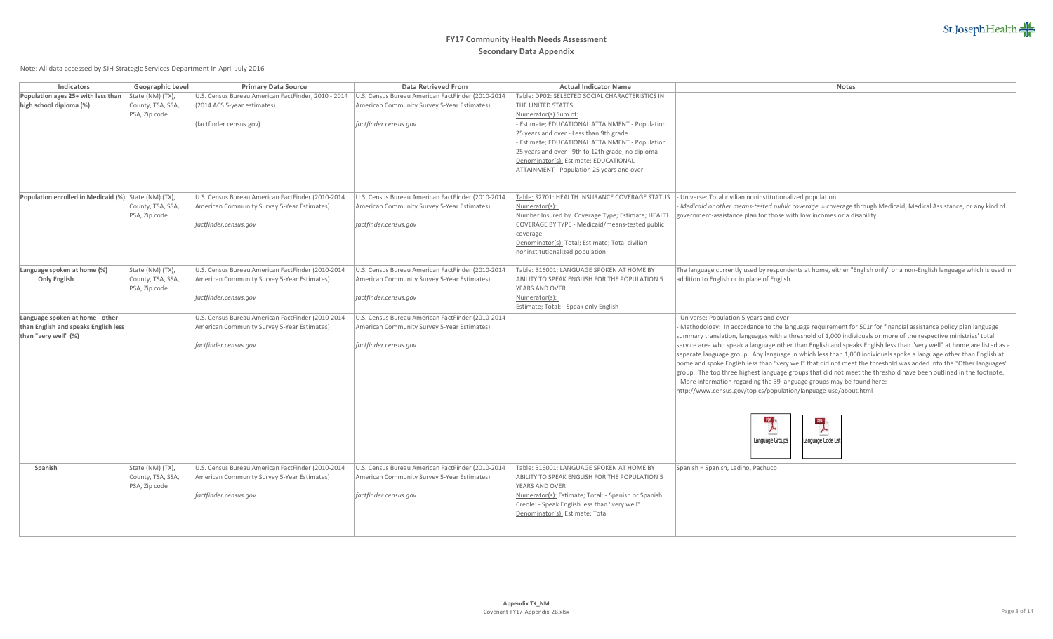# FY17 Community Health Needs Assessment

## Secondary Data Appendix

Note: All data accessed by SJH Strategic Services Department in April-July 2016

| Indicators | Geographic Level | Primary Data Source | Data Retrieved From | Actual Indicator Name | Notes |
|---|---|---|---|---|---|
| **Population ages 25+ with less than high school diploma (%)** | State (NM) (TX), County, TSA, SSA, PSA, Zip code | U.S. Census Bureau American FactFinder, 2010 - 2014 (2014 ACS 5-year estimates)<br><br>(factfinder.census.gov) | U.S. Census Bureau American FactFinder (2010-2014 American Community Survey 5-Year Estimates)<br><br>*factfinder.census.gov* | Table: DP02: SELECTED SOCIAL CHARACTERISTICS IN THE UNITED STATES<br>Numerator(s) Sum of:<br>- Estimate; EDUCATIONAL ATTAINMENT - Population 25 years and over - Less than 9th grade<br>- Estimate; EDUCATIONAL ATTAINMENT - Population 25 years and over - 9th to 12th grade, no diploma<br>Denominator(s): Estimate; EDUCATIONAL ATTAINMENT - Population 25 years and over | |
| **Population enrolled in Medicaid (%)** | State (NM) (TX), County, TSA, SSA, PSA, Zip code | U.S. Census Bureau American FactFinder (2010-2014 American Community Survey 5-Year Estimates)<br><br>*factfinder.census.gov* | U.S. Census Bureau American FactFinder (2010-2014 American Community Survey 5-Year Estimates)<br><br>*factfinder.census.gov* | Table: S2701: HEALTH INSURANCE COVERAGE STATUS<br>Numerator(s):<br>Number Insured by Coverage Type; Estimate; HEALTH COVERAGE BY TYPE - Medicaid/means-tested public coverage<br>Denominator(s): Total; Estimate; Total civilian noninstitutionalized population | - Universe: Total civilian noninstitutionalized population<br>- *Medicaid or other means-tested public coverage* = coverage through Medicaid, Medical Assistance, or any kind of government-assistance plan for those with low incomes or a disability |
| **Language spoken at home (%)**<br>**Only English** | State (NM) (TX), County, TSA, SSA, PSA, Zip code | U.S. Census Bureau American FactFinder (2010-2014 American Community Survey 5-Year Estimates)<br><br>*factfinder.census.gov* | U.S. Census Bureau American FactFinder (2010-2014 American Community Survey 5-Year Estimates)<br><br>*factfinder.census.gov* | Table: B16001: LANGUAGE SPOKEN AT HOME BY ABILITY TO SPEAK ENGLISH FOR THE POPULATION 5 YEARS AND OVER<br>Numerator(s):<br>Estimate; Total: - Speak only English | The language currently used by respondents at home, either "English only" or a non-English language which is used in addition to English or in place of English. |
| **Language spoken at home - other than English and speaks English less than "very well" (%)** | | U.S. Census Bureau American FactFinder (2010-2014 American Community Survey 5-Year Estimates)<br><br>*factfinder.census.gov* | U.S. Census Bureau American FactFinder (2010-2014 American Community Survey 5-Year Estimates)<br><br>*factfinder.census.gov* | | - Universe: Population 5 years and over<br>- Methodology: In accordance to the language requirement for 501r for financial assistance policy plan language summary translation, languages with a threshold of 1,000 individuals or more of the respective ministries' total service area who speak a language other than English and speaks English less than "very well" at home are listed as a separate language group. Any language in which less than 1,000 individuals spoke a language other than English at home and spoke English less than "very well" that did not meet the threshold was added into the "Other languages" group. The top three highest language groups that did not meet the threshold have been outlined in the footnote.<br>- More information regarding the 39 language groups may be found here:<br>http://www.census.gov/topics/population/language-use/about.html<br><br>Language Groups &nbsp; Language Code List |
| **Spanish** | State (NM) (TX), County, TSA, SSA, PSA, Zip code | U.S. Census Bureau American FactFinder (2010-2014 American Community Survey 5-Year Estimates)<br><br>*factfinder.census.gov* | U.S. Census Bureau American FactFinder (2010-2014 American Community Survey 5-Year Estimates)<br><br>*factfinder.census.gov* | Table: B16001: LANGUAGE SPOKEN AT HOME BY ABILITY TO SPEAK ENGLISH FOR THE POPULATION 5 YEARS AND OVER<br>Numerator(s): Estimate; Total: - Spanish or Spanish Creole: - Speak English less than "very well"<br>Denominator(s): Estimate; Total | Spanish = Spanish, Ladino, Pachuco |

Appendix TX_NM
Covenant-FY17-Appendix-2B.xlsx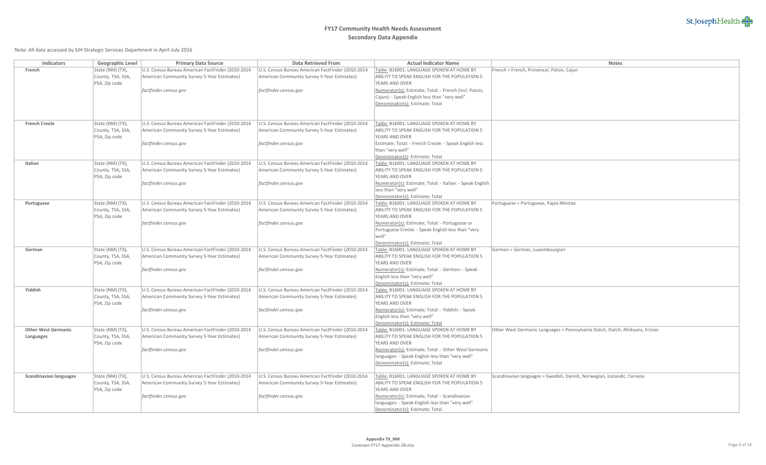# FY17 Community Health Needs Assessment

## Secondary Data Appendix

Note: All data accessed by SJH Strategic Services Department in April-July 2016

| Indicators | Geographic Level | Primary Data Source | Data Retrieved From | Actual Indicator Name | Notes |
|---|---|---|---|---|---|
| **French** | State (NM) (TX), County, TSA, SSA, PSA, Zip code | U.S. Census Bureau American FactFinder (2010-2014 American Community Survey 5-Year Estimates) *factfinder.census.gov* | U.S. Census Bureau American FactFinder (2010-2014 American Community Survey 5-Year Estimates) *factfinder.census.gov* | Table: B16001: LANGUAGE SPOKEN AT HOME BY ABILITY TO SPEAK ENGLISH FOR THE POPULATION 5 YEARS AND OVER Numerator(s): Estimate; Total: - French (incl. Patois, Cajun): - Speak English less than "very well" Denominator(s): Estimate; Total | French = French, Provencal, Patois, Cajun |
| **French Creole** | State (NM) (TX), County, TSA, SSA, PSA, Zip code | U.S. Census Bureau American FactFinder (2010-2014 American Community Survey 5-Year Estimates) *factfinder.census.gov* | U.S. Census Bureau American FactFinder (2010-2014 American Community Survey 5-Year Estimates) *factfinder.census.gov* | Table: B16001: LANGUAGE SPOKEN AT HOME BY ABILITY TO SPEAK ENGLISH FOR THE POPULATION 5 YEARS AND OVER Estimate; Total: - French Creole: - Speak English less than "very well" Denominator(s): Estimate; Total | |
| **Italian** | State (NM) (TX), County, TSA, SSA, PSA, Zip code | U.S. Census Bureau American FactFinder (2010-2014 American Community Survey 5-Year Estimates) *factfinder.census.gov* | U.S. Census Bureau American FactFinder (2010-2014 American Community Survey 5-Year Estimates) *factfinder.census.gov* | Table: B16001: LANGUAGE SPOKEN AT HOME BY ABILITY TO SPEAK ENGLISH FOR THE POPULATION 5 YEARS AND OVER Numerator(s): Estimate; Total: - Italian: - Speak English less than "very well" Denominator(s): Estimate; Total | |
| **Portuguese** | State (NM) (TX), County, TSA, SSA, PSA, Zip code | U.S. Census Bureau American FactFinder (2010-2014 American Community Survey 5-Year Estimates) *factfinder.census.gov* | U.S. Census Bureau American FactFinder (2010-2014 American Community Survey 5-Year Estimates) *factfinder.census.gov* | Table: B16001: LANGUAGE SPOKEN AT HOME BY ABILITY TO SPEAK ENGLISH FOR THE POPULATION 5 YEARS AND OVER Numerator(s): Estimate; Total: - Portuguese or Portuguese Creole: - Speak English less than "very well" Denominator(s): Estimate; Total | Portuguese = Portuguese, Papia Mentae |
| **German** | State (NM) (TX), County, TSA, SSA, PSA, Zip code | U.S. Census Bureau American FactFinder (2010-2014 American Community Survey 5-Year Estimates) *factfinder.census.gov* | U.S. Census Bureau American FactFinder (2010-2014 American Community Survey 5-Year Estimates) *factfinder.census.gov* | Table: B16001: LANGUAGE SPOKEN AT HOME BY ABILITY TO SPEAK ENGLISH FOR THE POPULATION 5 YEARS AND OVER Numerator(s): Estimate; Total: - German: - Speak English less than "very well" Denominator(s): Estimate; Total | German = German, Luxembourgian |
| **Yiddish** | State (NM) (TX), County, TSA, SSA, PSA, Zip code | U.S. Census Bureau American FactFinder (2010-2014 American Community Survey 5-Year Estimates) *factfinder.census.gov* | U.S. Census Bureau American FactFinder (2010-2014 American Community Survey 5-Year Estimates) *factfinder.census.gov* | Table: B16001: LANGUAGE SPOKEN AT HOME BY ABILITY TO SPEAK ENGLISH FOR THE POPULATION 5 YEARS AND OVER Numerator(s): Estimate; Total: - Yiddish: - Speak English less than "very well" Denominator(s): Estimate; Total | |
| **Other West Germanic Languages** | State (NM) (TX), County, TSA, SSA, PSA, Zip code | U.S. Census Bureau American FactFinder (2010-2014 American Community Survey 5-Year Estimates) *factfinder.census.gov* | U.S. Census Bureau American FactFinder (2010-2014 American Community Survey 5-Year Estimates) *factfinder.census.gov* | Table: B16001: LANGUAGE SPOKEN AT HOME BY ABILITY TO SPEAK ENGLISH FOR THE POPULATION 5 YEARS AND OVER Numerator(s): Estimate; Total: - Other West Germanic languages: - Speak English less than "very well" Denominator(s): Estimate; Total | Other West Germanic Languages = Pennsylvania Dutch, Dutch, Afrikaans, Frisian |
| **Scandinavian languages** | State (NM) (TX), County, TSA, SSA, PSA, Zip code | U.S. Census Bureau American FactFinder (2010-2014 American Community Survey 5-Year Estimates) *factfinder.census.gov* | U.S. Census Bureau American FactFinder (2010-2014 American Community Survey 5-Year Estimates) *factfinder.census.gov* | Table: B16001: LANGUAGE SPOKEN AT HOME BY ABILITY TO SPEAK ENGLISH FOR THE POPULATION 5 YEARS AND OVER Numerator(s): Estimate; Total: - Scandinavian languages: - Speak English less than "very well" Denominator(s): Estimate; Total | Scandinavian languages = Swedish, Danish, Norwegian, Icelandic, Faroese |

Appendix TX_NM
Covenant-FY17-Appendix-2B.xlsx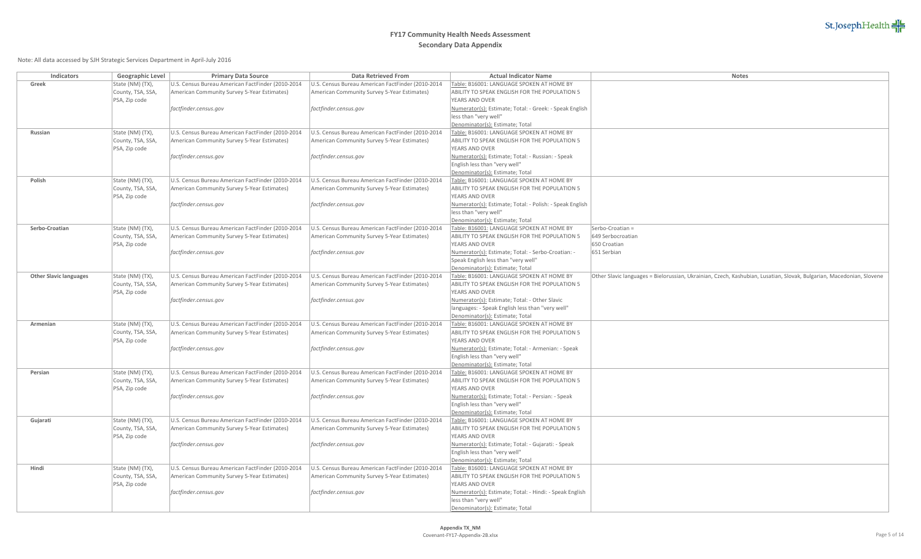# FY17 Community Health Needs Assessment

## Secondary Data Appendix

Note: All data accessed by SJH Strategic Services Department in April-July 2016

| Indicators | Geographic Level | Primary Data Source | Data Retrieved From | Actual Indicator Name | Notes |
|---|---|---|---|---|---|
| **Greek** | State (NM) (TX), County, TSA, SSA, PSA, Zip code | U.S. Census Bureau American FactFinder (2010-2014 American Community Survey 5-Year Estimates) *factfinder.census.gov* | U.S. Census Bureau American FactFinder (2010-2014 American Community Survey 5-Year Estimates) *factfinder.census.gov* | Table: B16001: LANGUAGE SPOKEN AT HOME BY ABILITY TO SPEAK ENGLISH FOR THE POPULATION 5 YEARS AND OVER Numerator(s): Estimate; Total: - Greek: - Speak English less than "very well" Denominator(s): Estimate; Total | |
| **Russian** | State (NM) (TX), County, TSA, SSA, PSA, Zip code | U.S. Census Bureau American FactFinder (2010-2014 American Community Survey 5-Year Estimates) *factfinder.census.gov* | U.S. Census Bureau American FactFinder (2010-2014 American Community Survey 5-Year Estimates) *factfinder.census.gov* | Table: B16001: LANGUAGE SPOKEN AT HOME BY ABILITY TO SPEAK ENGLISH FOR THE POPULATION 5 YEARS AND OVER Numerator(s): Estimate; Total: - Russian: - Speak English less than "very well" Denominator(s): Estimate; Total | |
| **Polish** | State (NM) (TX), County, TSA, SSA, PSA, Zip code | U.S. Census Bureau American FactFinder (2010-2014 American Community Survey 5-Year Estimates) *factfinder.census.gov* | U.S. Census Bureau American FactFinder (2010-2014 American Community Survey 5-Year Estimates) *factfinder.census.gov* | Table: B16001: LANGUAGE SPOKEN AT HOME BY ABILITY TO SPEAK ENGLISH FOR THE POPULATION 5 YEARS AND OVER Numerator(s): Estimate; Total: - Polish: - Speak English less than "very well" Denominator(s): Estimate; Total | |
| **Serbo-Croatian** | State (NM) (TX), County, TSA, SSA, PSA, Zip code | U.S. Census Bureau American FactFinder (2010-2014 American Community Survey 5-Year Estimates) *factfinder.census.gov* | U.S. Census Bureau American FactFinder (2010-2014 American Community Survey 5-Year Estimates) *factfinder.census.gov* | Table: B16001: LANGUAGE SPOKEN AT HOME BY ABILITY TO SPEAK ENGLISH FOR THE POPULATION 5 YEARS AND OVER Numerator(s): Estimate; Total: - Serbo-Croatian: - Speak English less than "very well" Denominator(s): Estimate; Total | Serbo-Croatian = 649 Serbocroatian 650 Croatian 651 Serbian |
| **Other Slavic languages** | State (NM) (TX), County, TSA, SSA, PSA, Zip code | U.S. Census Bureau American FactFinder (2010-2014 American Community Survey 5-Year Estimates) *factfinder.census.gov* | U.S. Census Bureau American FactFinder (2010-2014 American Community Survey 5-Year Estimates) *factfinder.census.gov* | Table: B16001: LANGUAGE SPOKEN AT HOME BY ABILITY TO SPEAK ENGLISH FOR THE POPULATION 5 YEARS AND OVER Numerator(s): Estimate; Total: - Other Slavic languages: - Speak English less than "very well" Denominator(s): Estimate; Total | Other Slavic languages = Bielorussian, Ukrainian, Czech, Kashubian, Lusatian, Slovak, Bulgarian, Macedonian, Slovene |
| **Armenian** | State (NM) (TX), County, TSA, SSA, PSA, Zip code | U.S. Census Bureau American FactFinder (2010-2014 American Community Survey 5-Year Estimates) *factfinder.census.gov* | U.S. Census Bureau American FactFinder (2010-2014 American Community Survey 5-Year Estimates) *factfinder.census.gov* | Table: B16001: LANGUAGE SPOKEN AT HOME BY ABILITY TO SPEAK ENGLISH FOR THE POPULATION 5 YEARS AND OVER Numerator(s): Estimate; Total: - Armenian: - Speak English less than "very well" Denominator(s): Estimate; Total | |
| **Persian** | State (NM) (TX), County, TSA, SSA, PSA, Zip code | U.S. Census Bureau American FactFinder (2010-2014 American Community Survey 5-Year Estimates) *factfinder.census.gov* | U.S. Census Bureau American FactFinder (2010-2014 American Community Survey 5-Year Estimates) *factfinder.census.gov* | Table: B16001: LANGUAGE SPOKEN AT HOME BY ABILITY TO SPEAK ENGLISH FOR THE POPULATION 5 YEARS AND OVER Numerator(s): Estimate; Total: - Persian: - Speak English less than "very well" Denominator(s): Estimate; Total | |
| **Gujarati** | State (NM) (TX), County, TSA, SSA, PSA, Zip code | U.S. Census Bureau American FactFinder (2010-2014 American Community Survey 5-Year Estimates) *factfinder.census.gov* | U.S. Census Bureau American FactFinder (2010-2014 American Community Survey 5-Year Estimates) *factfinder.census.gov* | Table: B16001: LANGUAGE SPOKEN AT HOME BY ABILITY TO SPEAK ENGLISH FOR THE POPULATION 5 YEARS AND OVER Numerator(s): Estimate; Total: - Gujarati: - Speak English less than "very well" Denominator(s): Estimate; Total | |
| **Hindi** | State (NM) (TX), County, TSA, SSA, PSA, Zip code | U.S. Census Bureau American FactFinder (2010-2014 American Community Survey 5-Year Estimates) *factfinder.census.gov* | U.S. Census Bureau American FactFinder (2010-2014 American Community Survey 5-Year Estimates) *factfinder.census.gov* | Table: B16001: LANGUAGE SPOKEN AT HOME BY ABILITY TO SPEAK ENGLISH FOR THE POPULATION 5 YEARS AND OVER Numerator(s): Estimate; Total: - Hindi: - Speak English less than "very well" Denominator(s): Estimate; Total | |

**Appendix TX_NM**
Covenant-FY17-Appendix-2B.xlsx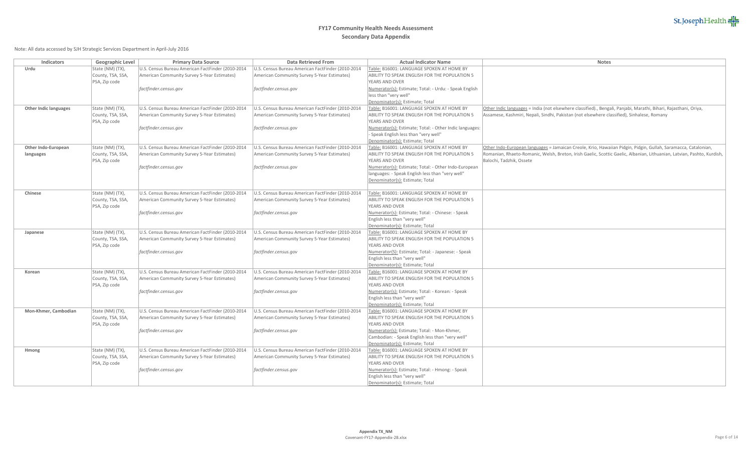# FY17 Community Health Needs Assessment
## Secondary Data Appendix

Note: All data accessed by SJH Strategic Services Department in April-July 2016

| Indicators | Geographic Level | Primary Data Source | Data Retrieved From | Actual Indicator Name | Notes |
|---|---|---|---|---|---|
| **Urdu** | State (NM) (TX), County, TSA, SSA, PSA, Zip code | U.S. Census Bureau American FactFinder (2010-2014 American Community Survey 5-Year Estimates)<br><br>*factfinder.census.gov* | U.S. Census Bureau American FactFinder (2010-2014 American Community Survey 5-Year Estimates)<br><br>*factfinder.census.gov* | Table: B16001: LANGUAGE SPOKEN AT HOME BY ABILITY TO SPEAK ENGLISH FOR THE POPULATION 5 YEARS AND OVER<br>Numerator(s): Estimate; Total: - Urdu: - Speak English less than "very well"<br>Denominator(s): Estimate; Total | |
| **Other Indic languages** | State (NM) (TX), County, TSA, SSA, PSA, Zip code | U.S. Census Bureau American FactFinder (2010-2014 American Community Survey 5-Year Estimates)<br><br>*factfinder.census.gov* | U.S. Census Bureau American FactFinder (2010-2014 American Community Survey 5-Year Estimates)<br><br>*factfinder.census.gov* | Table: B16001: LANGUAGE SPOKEN AT HOME BY ABILITY TO SPEAK ENGLISH FOR THE POPULATION 5 YEARS AND OVER<br>Numerator(s): Estimate; Total: - Other Indic languages: - Speak English less than "very well"<br>Denominator(s): Estimate; Total | Other Indic languages = India (not elsewhere classified)., Bengali, Panjabi, Marathi, Bihari, Rajasthani, Oriya, Assamese, Kashmiri, Nepali, Sindhi, Pakistan (not elsewhere classified), Sinhalese, Romany |
| **Other Indo-European languages** | State (NM) (TX), County, TSA, SSA, PSA, Zip code | U.S. Census Bureau American FactFinder (2010-2014 American Community Survey 5-Year Estimates)<br><br>*factfinder.census.gov* | U.S. Census Bureau American FactFinder (2010-2014 American Community Survey 5-Year Estimates)<br><br>*factfinder.census.gov* | Table: B16001: LANGUAGE SPOKEN AT HOME BY ABILITY TO SPEAK ENGLISH FOR THE POPULATION 5 YEARS AND OVER<br>Numerator(s): Estimate; Total: - Other Indo-European languages: - Speak English less than "very well"<br>Denominator(s): Estimate; Total | Other Indo-European languages = Jamaican Creole, Krio, Hawaiian Pidgin, Pidgin, Gullah, Saramacca, Catalonian, Romanian, Rhaeto-Romanic, Welsh, Breton, Irish Gaelic, Scottic Gaelic, Albanian, Lithuanian, Latvian, Pashto, Kurdish, Balochi, Tadzhik, Ossete |
| **Chinese** | State (NM) (TX), County, TSA, SSA, PSA, Zip code | U.S. Census Bureau American FactFinder (2010-2014 American Community Survey 5-Year Estimates)<br><br>*factfinder.census.gov* | U.S. Census Bureau American FactFinder (2010-2014 American Community Survey 5-Year Estimates)<br><br>*factfinder.census.gov* | Table: B16001: LANGUAGE SPOKEN AT HOME BY ABILITY TO SPEAK ENGLISH FOR THE POPULATION 5 YEARS AND OVER<br>Numerator(s): Estimate; Total: - Chinese: - Speak English less than "very well"<br>Denominator(s): Estimate; Total | |
| **Japanese** | State (NM) (TX), County, TSA, SSA, PSA, Zip code | U.S. Census Bureau American FactFinder (2010-2014 American Community Survey 5-Year Estimates)<br><br>*factfinder.census.gov* | U.S. Census Bureau American FactFinder (2010-2014 American Community Survey 5-Year Estimates)<br><br>*factfinder.census.gov* | Table: B16001: LANGUAGE SPOKEN AT HOME BY ABILITY TO SPEAK ENGLISH FOR THE POPULATION 5 YEARS AND OVER<br>Numerator(S): Estimate; Total: - Japanese: - Speak English less than "very well"<br>Denominator(s): Estimate; Total | |
| **Korean** | State (NM) (TX), County, TSA, SSA, PSA, Zip code | U.S. Census Bureau American FactFinder (2010-2014 American Community Survey 5-Year Estimates)<br><br>*factfinder.census.gov* | U.S. Census Bureau American FactFinder (2010-2014 American Community Survey 5-Year Estimates)<br><br>*factfinder.census.gov* | Table: B16001: LANGUAGE SPOKEN AT HOME BY ABILITY TO SPEAK ENGLISH FOR THE POPULATION 5 YEARS AND OVER<br>Numerator(s): Estimate; Total: - Korean: - Speak English less than "very well"<br>Denominator(s): Estimate; Total | |
| **Mon-Khmer, Cambodian** | State (NM) (TX), County, TSA, SSA, PSA, Zip code | U.S. Census Bureau American FactFinder (2010-2014 American Community Survey 5-Year Estimates)<br><br>*factfinder.census.gov* | U.S. Census Bureau American FactFinder (2010-2014 American Community Survey 5-Year Estimates)<br><br>*factfinder.census.gov* | Table: B16001: LANGUAGE SPOKEN AT HOME BY ABILITY TO SPEAK ENGLISH FOR THE POPULATION 5 YEARS AND OVER<br>Numerator(s): Estimate; Total: - Mon-Khmer, Cambodian: - Speak English less than "very well"<br>Denominator(s): Estimate; Total | |
| **Hmong** | State (NM) (TX), County, TSA, SSA, PSA, Zip code | U.S. Census Bureau American FactFinder (2010-2014 American Community Survey 5-Year Estimates)<br><br>*factfinder.census.gov* | U.S. Census Bureau American FactFinder (2010-2014 American Community Survey 5-Year Estimates)<br><br>*factfinder.census.gov* | Table: B16001: LANGUAGE SPOKEN AT HOME BY ABILITY TO SPEAK ENGLISH FOR THE POPULATION 5 YEARS AND OVER<br>Numerator(s): Estimate; Total: - Hmong: - Speak English less than "very well"<br>Denominator(s): Estimate; Total | |

**Appendix TX_NM**
Covenant-FY17-Appendix-2B.xlsx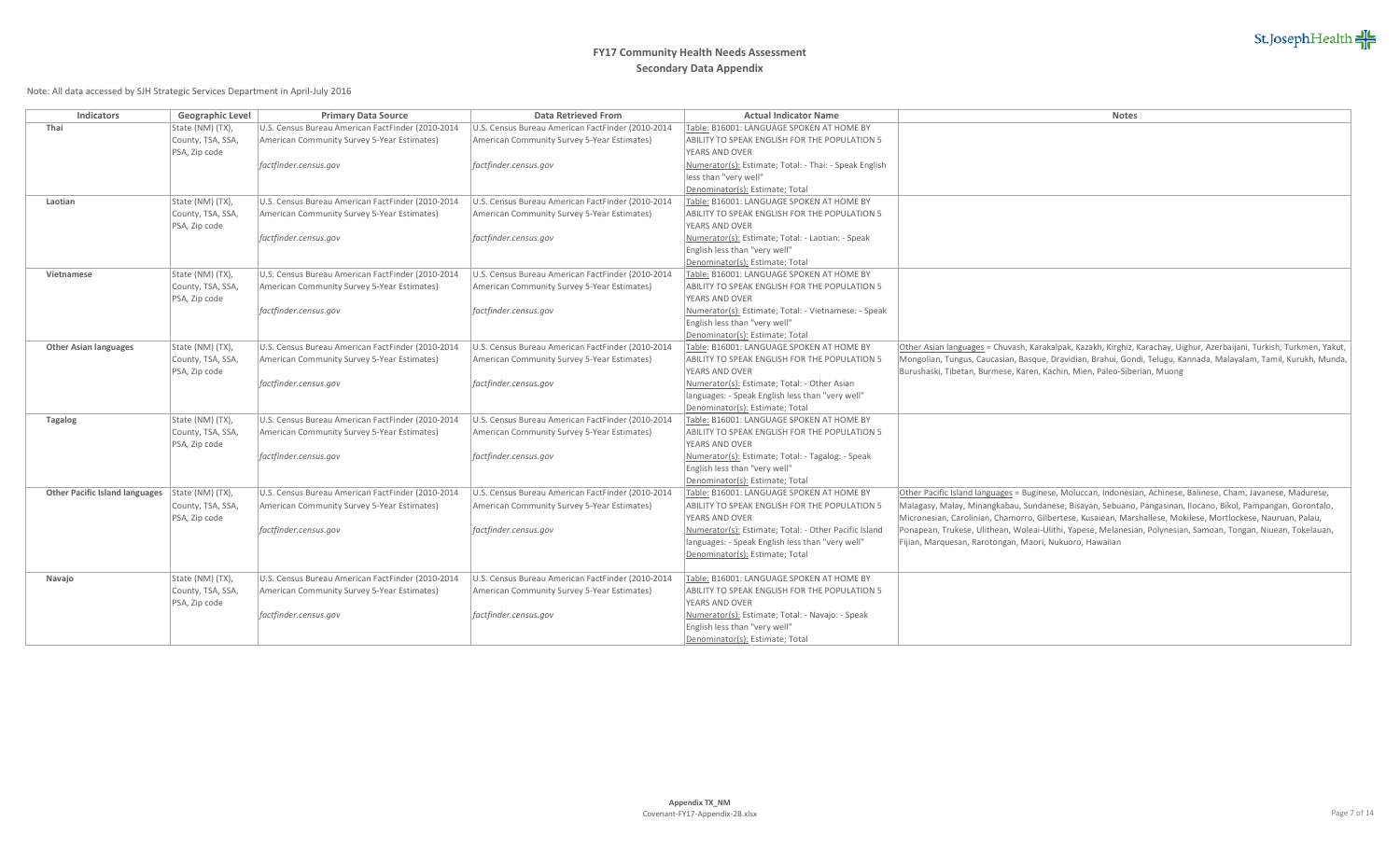# FY17 Community Health Needs Assessment

## Secondary Data Appendix

Note: All data accessed by SJH Strategic Services Department in April-July 2016

| Indicators | Geographic Level | Primary Data Source | Data Retrieved From | Actual Indicator Name | Notes |
|---|---|---|---|---|---|
| **Thai** | State (NM) (TX), County, TSA, SSA, PSA, Zip code | U.S. Census Bureau American FactFinder (2010-2014 American Community Survey 5-Year Estimates)<br><br>*factfinder.census.gov* | U.S. Census Bureau American FactFinder (2010-2014 American Community Survey 5-Year Estimates)<br><br>*factfinder.census.gov* | Table: B16001: LANGUAGE SPOKEN AT HOME BY ABILITY TO SPEAK ENGLISH FOR THE POPULATION 5 YEARS AND OVER<br>Numerator(s): Estimate; Total: - Thai: - Speak English less than "very well"<br>Denominator(s): Estimate; Total | |
| **Laotian** | State (NM) (TX), County, TSA, SSA, PSA, Zip code | U.S. Census Bureau American FactFinder (2010-2014 American Community Survey 5-Year Estimates)<br><br>*factfinder.census.gov* | U.S. Census Bureau American FactFinder (2010-2014 American Community Survey 5-Year Estimates)<br><br>*factfinder.census.gov* | Table: B16001: LANGUAGE SPOKEN AT HOME BY ABILITY TO SPEAK ENGLISH FOR THE POPULATION 5 YEARS AND OVER<br>Numerator(s): Estimate; Total: - Laotian: - Speak English less than "very well"<br>Denominator(s): Estimate; Total | |
| **Vietnamese** | State (NM) (TX), County, TSA, SSA, PSA, Zip code | U.S. Census Bureau American FactFinder (2010-2014 American Community Survey 5-Year Estimates)<br><br>*factfinder.census.gov* | U.S. Census Bureau American FactFinder (2010-2014 American Community Survey 5-Year Estimates)<br><br>*factfinder.census.gov* | Table: B16001: LANGUAGE SPOKEN AT HOME BY ABILITY TO SPEAK ENGLISH FOR THE POPULATION 5 YEARS AND OVER<br>Numerator(s): Estimate; Total: - Vietnamese: - Speak English less than "very well"<br>Denominator(s): Estimate; Total | |
| **Other Asian languages** | State (NM) (TX), County, TSA, SSA, PSA, Zip code | U.S. Census Bureau American FactFinder (2010-2014 American Community Survey 5-Year Estimates)<br><br>*factfinder.census.gov* | U.S. Census Bureau American FactFinder (2010-2014 American Community Survey 5-Year Estimates)<br><br>*factfinder.census.gov* | Table: B16001: LANGUAGE SPOKEN AT HOME BY ABILITY TO SPEAK ENGLISH FOR THE POPULATION 5 YEARS AND OVER<br>Numerator(s): Estimate; Total: - Other Asian languages: - Speak English less than "very well"<br>Denominator(s): Estimate; Total | Other Asian languages = Chuvash, Karakalpak, Kazakh, Kirghiz, Karachay, Uighur, Azerbaijani, Turkish, Turkmen, Yakut, Mongolian, Tungus, Caucasian, Basque, Dravidian, Brahui, Gondi, Telugu, Kannada, Malayalam, Tamil, Kurukh, Munda, Burushaski, Tibetan, Burmese, Karen, Kachin, Mien, Paleo-Siberian, Muong |
| **Tagalog** | State (NM) (TX), County, TSA, SSA, PSA, Zip code | U.S. Census Bureau American FactFinder (2010-2014 American Community Survey 5-Year Estimates)<br><br>*factfinder.census.gov* | U.S. Census Bureau American FactFinder (2010-2014 American Community Survey 5-Year Estimates)<br><br>*factfinder.census.gov* | Table: B16001: LANGUAGE SPOKEN AT HOME BY ABILITY TO SPEAK ENGLISH FOR THE POPULATION 5 YEARS AND OVER<br>Numerator(s): Estimate; Total: - Tagalog: - Speak English less than "very well"<br>Denominator(s): Estimate; Total | |
| **Other Pacific Island languages** | State (NM) (TX), County, TSA, SSA, PSA, Zip code | U.S. Census Bureau American FactFinder (2010-2014 American Community Survey 5-Year Estimates)<br><br>*factfinder.census.gov* | U.S. Census Bureau American FactFinder (2010-2014 American Community Survey 5-Year Estimates)<br><br>*factfinder.census.gov* | Table: B16001: LANGUAGE SPOKEN AT HOME BY ABILITY TO SPEAK ENGLISH FOR THE POPULATION 5 YEARS AND OVER<br>Numerator(s): Estimate; Total: - Other Pacific Island languages: - Speak English less than "very well"<br>Denominator(s): Estimate; Total | Other Pacific Island languages = Buginese, Moluccan, Indonesian, Achinese, Balinese, Cham, Javanese, Madurese, Malagasy, Malay, Minangkabau, Sundanese, Bisayan, Sebuano, Pangasinan, Ilocano, Bikol, Pampangan, Gorontalo, Micronesian, Carolinian, Chamorro, Gilbertese, Kusaiean, Marshallese, Mokilese, Mortlockese, Nauruan, Palau, Ponapean, Trukese, Ulithean, Woleai-Ulithi, Yapese, Melanesian, Polynesian, Samoan, Tongan, Niuean, Tokelauan, Fijian, Marquesan, Rarotongan, Maori, Nukuoro, Hawaiian |
| **Navajo** | State (NM) (TX), County, TSA, SSA, PSA, Zip code | U.S. Census Bureau American FactFinder (2010-2014 American Community Survey 5-Year Estimates)<br><br>*factfinder.census.gov* | U.S. Census Bureau American FactFinder (2010-2014 American Community Survey 5-Year Estimates)<br><br>*factfinder.census.gov* | Table: B16001: LANGUAGE SPOKEN AT HOME BY ABILITY TO SPEAK ENGLISH FOR THE POPULATION 5 YEARS AND OVER<br>Numerator(s): Estimate; Total: - Navajo: - Speak English less than "very well"<br>Denominator(s): Estimate; Total | |

**Appendix TX_NM**
Covenant-FY17-Appendix-2B.xlsx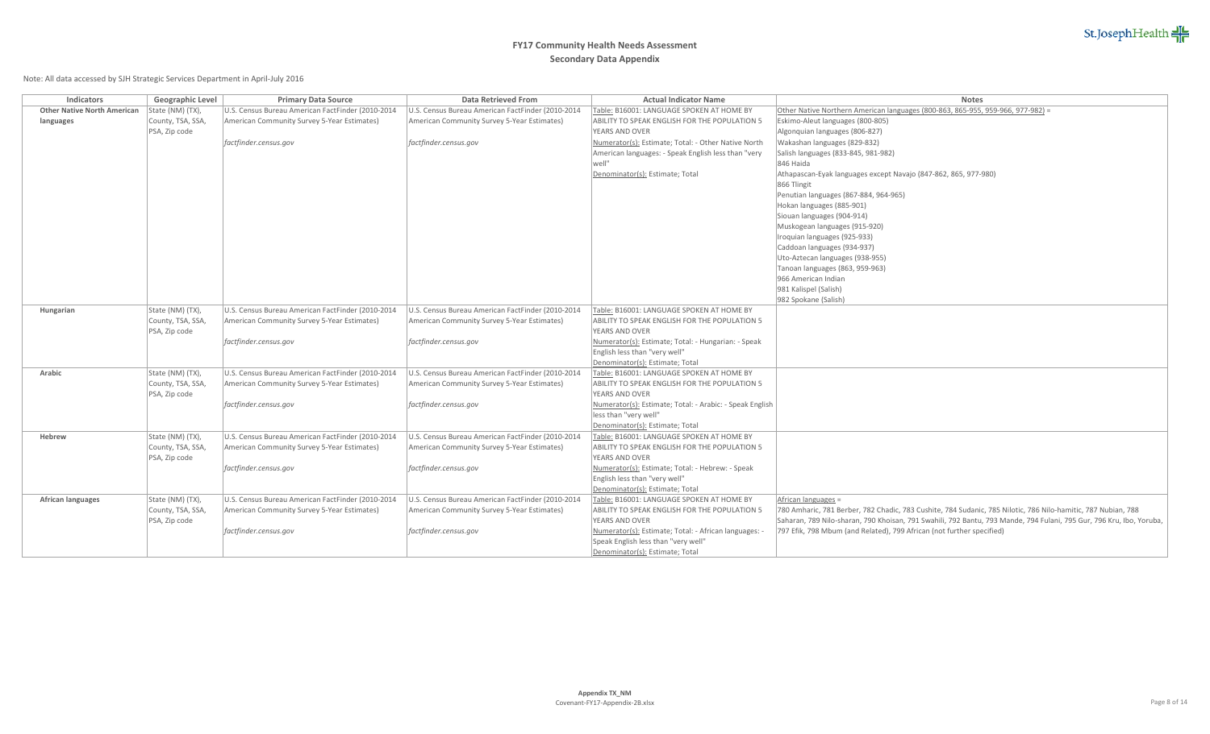# FY17 Community Health Needs Assessment

## Secondary Data Appendix

Note: All data accessed by SJH Strategic Services Department in April-July 2016

| Indicators | Geographic Level | Primary Data Source | Data Retrieved From | Actual Indicator Name | Notes |
|---|---|---|---|---|---|
| **Other Native North American languages** | State (NM) (TX), County, TSA, SSA, PSA, Zip code | U.S. Census Bureau American FactFinder (2010-2014 American Community Survey 5-Year Estimates)<br><br>*factfinder.census.gov* | U.S. Census Bureau American FactFinder (2010-2014 American Community Survey 5-Year Estimates)<br><br>*factfinder.census.gov* | Table: B16001: LANGUAGE SPOKEN AT HOME BY ABILITY TO SPEAK ENGLISH FOR THE POPULATION 5 YEARS AND OVER<br>Numerator(s): Estimate; Total: - Other Native North American languages: - Speak English less than "very well"<br>Denominator(s): Estimate; Total | Other Native Northern American languages (800-863, 865-955, 959-966, 977-982) =<br>Eskimo-Aleut languages (800-805)<br>Algonquian languages (806-827)<br>Wakashan languages (829-832)<br>Salish languages (833-845, 981-982)<br>846 Haida<br>Athapascan-Eyak languages except Navajo (847-862, 865, 977-980)<br>866 Tlingit<br>Penutian languages (867-884, 964-965)<br>Hokan languages (885-901)<br>Siouan languages (904-914)<br>Muskogean languages (915-920)<br>Iroquian languages (925-933)<br>Caddoan languages (934-937)<br>Uto-Aztecan languages (938-955)<br>Tanoan languages (863, 959-963)<br>966 American Indian<br>981 Kalispel (Salish)<br>982 Spokane (Salish) |
| **Hungarian** | State (NM) (TX), County, TSA, SSA, PSA, Zip code | U.S. Census Bureau American FactFinder (2010-2014 American Community Survey 5-Year Estimates)<br><br>*factfinder.census.gov* | U.S. Census Bureau American FactFinder (2010-2014 American Community Survey 5-Year Estimates)<br><br>*factfinder.census.gov* | Table: B16001: LANGUAGE SPOKEN AT HOME BY ABILITY TO SPEAK ENGLISH FOR THE POPULATION 5 YEARS AND OVER<br>Numerator(s): Estimate; Total: - Hungarian: - Speak English less than "very well"<br>Denominator(s): Estimate; Total | |
| **Arabic** | State (NM) (TX), County, TSA, SSA, PSA, Zip code | U.S. Census Bureau American FactFinder (2010-2014 American Community Survey 5-Year Estimates)<br><br>*factfinder.census.gov* | U.S. Census Bureau American FactFinder (2010-2014 American Community Survey 5-Year Estimates)<br><br>*factfinder.census.gov* | Table: B16001: LANGUAGE SPOKEN AT HOME BY ABILITY TO SPEAK ENGLISH FOR THE POPULATION 5 YEARS AND OVER<br>Numerator(s): Estimate; Total: - Arabic: - Speak English less than "very well"<br>Denominator(s): Estimate; Total | |
| **Hebrew** | State (NM) (TX), County, TSA, SSA, PSA, Zip code | U.S. Census Bureau American FactFinder (2010-2014 American Community Survey 5-Year Estimates)<br><br>*factfinder.census.gov* | U.S. Census Bureau American FactFinder (2010-2014 American Community Survey 5-Year Estimates)<br><br>*factfinder.census.gov* | Table: B16001: LANGUAGE SPOKEN AT HOME BY ABILITY TO SPEAK ENGLISH FOR THE POPULATION 5 YEARS AND OVER<br>Numerator(s): Estimate; Total: - Hebrew: - Speak English less than "very well"<br>Denominator(s): Estimate; Total | |
| **African languages** | State (NM) (TX), County, TSA, SSA, PSA, Zip code | U.S. Census Bureau American FactFinder (2010-2014 American Community Survey 5-Year Estimates)<br><br>*factfinder.census.gov* | U.S. Census Bureau American FactFinder (2010-2014 American Community Survey 5-Year Estimates)<br><br>*factfinder.census.gov* | Table: B16001: LANGUAGE SPOKEN AT HOME BY ABILITY TO SPEAK ENGLISH FOR THE POPULATION 5 YEARS AND OVER<br>Numerator(s): Estimate; Total: - African languages: - Speak English less than "very well"<br>Denominator(s): Estimate; Total | African languages =<br>780 Amharic, 781 Berber, 782 Chadic, 783 Cushite, 784 Sudanic, 785 Nilotic, 786 Nilo-hamitic, 787 Nubian, 788 Saharan, 789 Nilo-sharan, 790 Khoisan, 791 Swahili, 792 Bantu, 793 Mande, 794 Fulani, 795 Gur, 796 Kru, Ibo, Yoruba, 797 Efik, 798 Mbum (and Related), 799 African (not further specified) |

Appendix TX_NM
Covenant-FY17-Appendix-2B.xlsx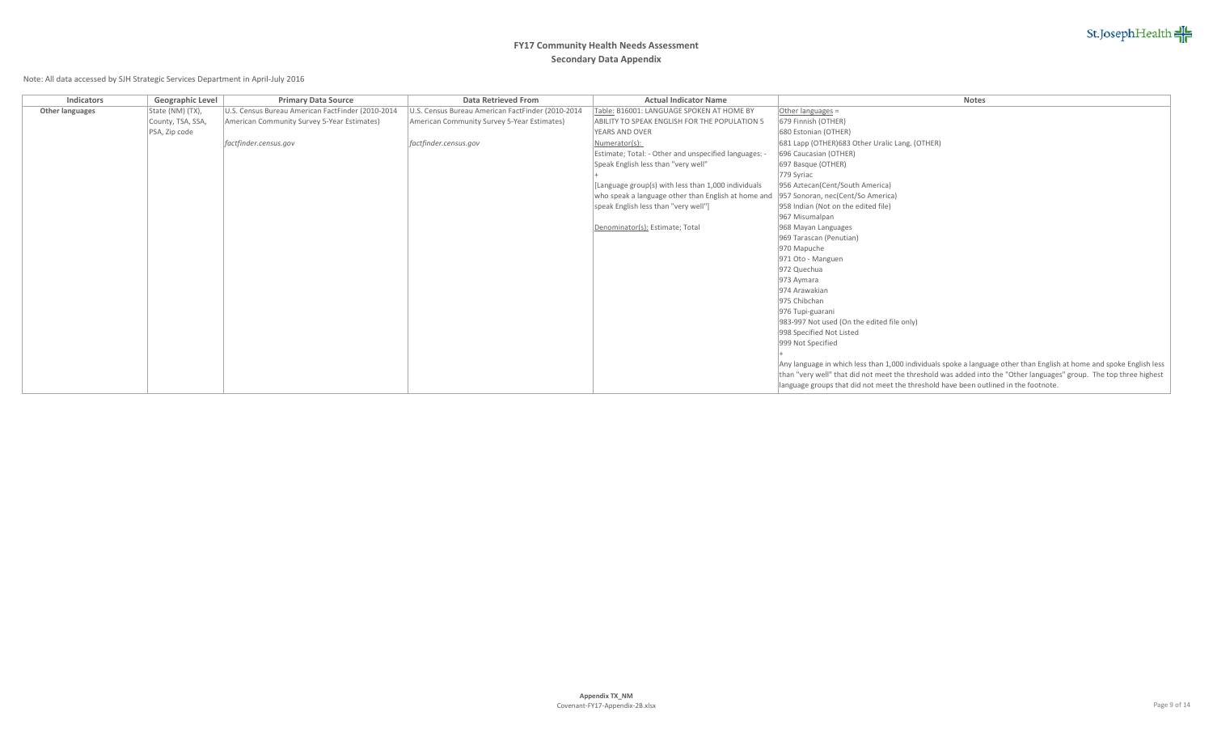# FY17 Community Health Needs Assessment
## Secondary Data Appendix

Note: All data accessed by SJH Strategic Services Department in April-July 2016

| Indicators | Geographic Level | Primary Data Source | Data Retrieved From | Actual Indicator Name | Notes |
|---|---|---|---|---|---|
| **Other languages** | State (NM) (TX), County, TSA, SSA, PSA, Zip code | U.S. Census Bureau American FactFinder (2010-2014 American Community Survey 5-Year Estimates)<br><br>*factfinder.census.gov* | U.S. Census Bureau American FactFinder (2010-2014 American Community Survey 5-Year Estimates)<br><br>*factfinder.census.gov* | Table: B16001: LANGUAGE SPOKEN AT HOME BY ABILITY TO SPEAK ENGLISH FOR THE POPULATION 5 YEARS AND OVER<br>Numerator(s): <br>Estimate; Total: - Other and unspecified languages: - Speak English less than "very well"<br>+<br>[Language group(s) with less than 1,000 individuals who speak a language other than English at home and speak English less than "very well"]<br><br>Denominator(s): Estimate; Total | Other languages =<br>679 Finnish (OTHER)<br>680 Estonian (OTHER)<br>681 Lapp (OTHER)683 Other Uralic Lang. (OTHER)<br>696 Caucasian (OTHER)<br>697 Basque (OTHER)<br>779 Syriac<br>956 Aztecan(Cent/South America)<br>957 Sonoran, nec(Cent/So America)<br>958 Indian (Not on the edited file)<br>967 Misumalpan<br>968 Mayan Languages<br>969 Tarascan (Penutian)<br>970 Mapuche<br>971 Oto - Manguen<br>972 Quechua<br>973 Aymara<br>974 Arawakian<br>975 Chibchan<br>976 Tupi-guarani<br>983-997 Not used (On the edited file only)<br>998 Specified Not Listed<br>999 Not Specified<br>+<br>Any language in which less than 1,000 individuals spoke a language other than English at home and spoke English less than "very well" that did not meet the threshold was added into the "Other languages" group. The top three highest language groups that did not meet the threshold have been outlined in the footnote. |

Appendix TX_NM
Covenant-FY17-Appendix-2B.xlsx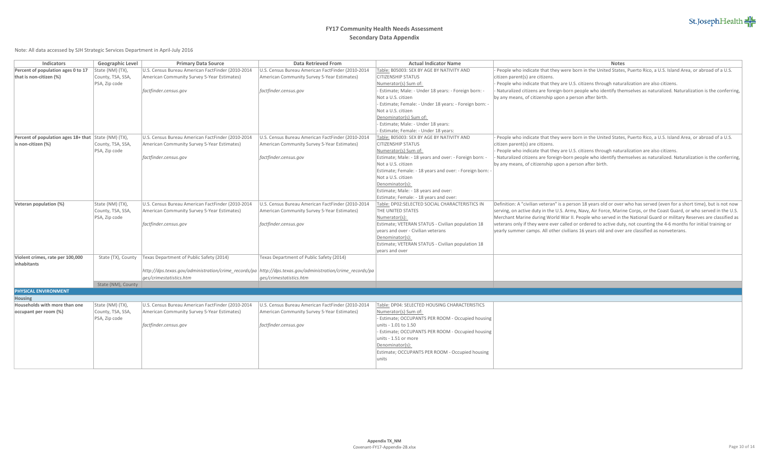# FY17 Community Health Needs Assessment
## Secondary Data Appendix

Note: All data accessed by SJH Strategic Services Department in April-July 2016

| Indicators | Geographic Level | Primary Data Source | Data Retrieved From | Actual Indicator Name | Notes |
|---|---|---|---|---|---|
| **Percent of population ages 0 to 17 that is non-citizen (%)** | State (NM) (TX), County, TSA, SSA, PSA, Zip code | U.S. Census Bureau American FactFinder (2010-2014 American Community Survey 5-Year Estimates) *factfinder.census.gov* | U.S. Census Bureau American FactFinder (2010-2014 American Community Survey 5-Year Estimates) *factfinder.census.gov* | Table: B05003: SEX BY AGE BY NATIVITY AND CITIZENSHIP STATUS Numerator(s) Sum of: - Estimate; Male: - Under 18 years: - Foreign born: - Not a U.S. citizen - Estimate; Female: - Under 18 years: - Foreign born: - Not a U.S. citizen Denominator(s) Sum of: - Estimate; Male: - Under 18 years: - Estimate; Female: - Under 18 years: | - People who indicate that they were born in the United States, Puerto Rico, a U.S. Island Area, or abroad of a U.S. citizen parent(s) are citizens. - People who indicate that they are U.S. citizens through naturalization are also citizens. - Naturalized citizens are foreign-born people who identify themselves as naturalized. Naturalization is the conferring, by any means, of citizenship upon a person after birth. |
| **Percent of population ages 18+ that is non-citizen (%)** | State (NM) (TX), County, TSA, SSA, PSA, Zip code | U.S. Census Bureau American FactFinder (2010-2014 American Community Survey 5-Year Estimates) *factfinder.census.gov* | U.S. Census Bureau American FactFinder (2010-2014 American Community Survey 5-Year Estimates) *factfinder.census.gov* | Table: B05003: SEX BY AGE BY NATIVITY AND CITIZENSHIP STATUS Numerator(s) Sum of: Estimate; Male: - 18 years and over: - Foreign born: - Not a U.S. citizen Estimate; Female: - 18 years and over: - Foreign born: - Not a U.S. citizen Denominator(s): Estimate; Male: - 18 years and over: Estimate; Female: - 18 years and over: | - People who indicate that they were born in the United States, Puerto Rico, a U.S. Island Area, or abroad of a U.S. citizen parent(s) are citizens. - People who indicate that they are U.S. citizens through naturalization are also citizens. - Naturalized citizens are foreign-born people who identify themselves as naturalized. Naturalization is the conferring, by any means, of citizenship upon a person after birth. |
| **Veteran population (%)** | State (NM) (TX), County, TSA, SSA, PSA, Zip code | U.S. Census Bureau American FactFinder (2010-2014 American Community Survey 5-Year Estimates) *factfinder.census.gov* | U.S. Census Bureau American FactFinder (2010-2014 American Community Survey 5-Year Estimates) *factfinder.census.gov* | Table: DP02:SELECTED SOCIAL CHARACTERISTICS IN THE UNITED STATES Numerator(s): Estimate; VETERAN STATUS - Civilian population 18 years and over - Civilian veterans Denominator(s): Estimate; VETERAN STATUS - Civilian population 18 years and over | Definition: A "civilian veteran" is a person 18 years old or over who has served (even for a short time), but is not now serving, on active duty in the U.S. Army, Navy, Air Force, Marine Corps, or the Coast Guard, or who served in the U.S. Merchant Marine during World War II. People who served in the National Guard or military Reserves are classified as veterans only if they were ever called or ordered to active duty, not counting the 4-6 months for initial training or yearly summer camps. All other civilians 16 years old and over are classified as nonveterans. |
| **Violent crimes, rate per 100,000 inhabitants** | State (TX), County | Texas Department of Public Safety (2014) *http://dps.texas.gov/administration/crime_records/pages/crimestatistics.htm* | Texas Department of Public Safety (2014) *http://dps.texas.gov/administration/crime_records/pages/crimestatistics.htm* | | |
| | State (NM), County | | | | |
| **PHYSICAL ENVIRONMENT** | | | | | |
| **Housing** | | | | | |
| **Households with more than one occupant per room (%)** | State (NM) (TX), County, TSA, SSA, PSA, Zip code | U.S. Census Bureau American FactFinder (2010-2014 American Community Survey 5-Year Estimates) *factfinder.census.gov* | U.S. Census Bureau American FactFinder (2010-2014 American Community Survey 5-Year Estimates) *factfinder.census.gov* | Table: DP04: SELECTED HOUSING CHARACTERISTICS Numerator(s) Sum of: - Estimate; OCCUPANTS PER ROOM - Occupied housing units - 1.01 to 1.50 - Estimate; OCCUPANTS PER ROOM - Occupied housing units - 1.51 or more Denominator(s): Estimate; OCCUPANTS PER ROOM - Occupied housing units | |

Appendix TX_NM
Covenant-FY17-Appendix-2B.xlsx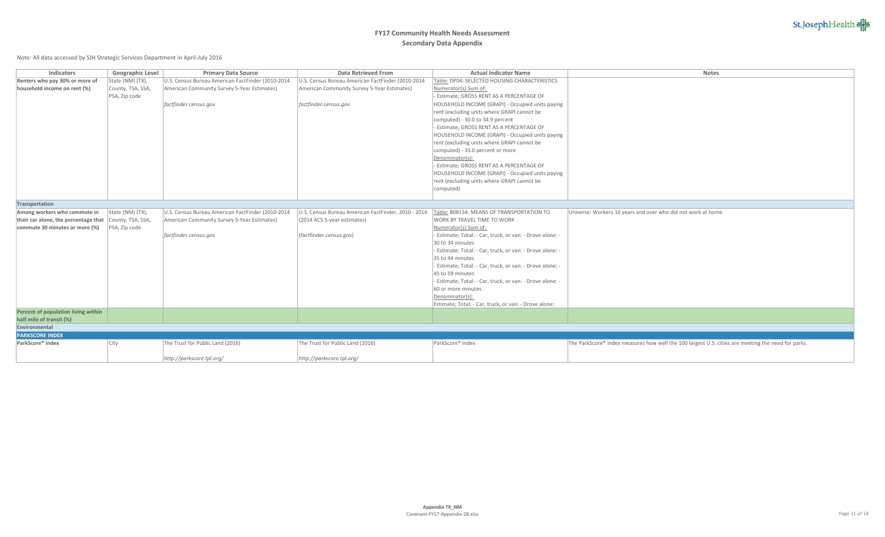# FY17 Community Health Needs Assessment
## Secondary Data Appendix

Note: All data accessed by SJH Strategic Services Department in April-July 2016

| Indicators | Geographic Level | Primary Data Source | Data Retrieved From | Actual Indicator Name | Notes |
|---|---|---|---|---|---|
| **Renters who pay 30% or more of household income on rent (%)** | State (NM) (TX), County, TSA, SSA, PSA, Zip code | U.S. Census Bureau American FactFinder (2010-2014 American Community Survey 5-Year Estimates)<br><br>*factfinder.census.gov* | U.S. Census Bureau American FactFinder (2010-2014 American Community Survey 5-Year Estimates)<br><br>*factfinder.census.gov* | Table: DP04: SELECTED HOUSING CHARACTERISTICS<br>Numerator(s) Sum of:<br>- Estimate; GROSS RENT AS A PERCENTAGE OF HOUSEHOLD INCOME (GRAPI) - Occupied units paying rent (excluding units where GRAPI cannot be computed) - 30.0 to 34.9 percent<br>- Estimate; GROSS RENT AS A PERCENTAGE OF HOUSEHOLD INCOME (GRAPI) - Occupied units paying rent (excluding units where GRAPI cannot be computed) - 35.0 percent or more<br>Denominator(s):<br>- Estimate; GROSS RENT AS A PERCENTAGE OF HOUSEHOLD INCOME (GRAPI) - Occupied units paying rent (excluding units where GRAPI cannot be computed) | |
| **Transportation** | | | | | |
| **Among workers who commute in their car alone, the percentage that commute 30 minutes or more (%)** | State (NM) (TX), County, TSA, SSA, PSA, Zip code | U.S. Census Bureau American FactFinder (2010-2014 American Community Survey 5-Year Estimates)<br><br>*factfinder.census.gov* | U.S. Census Bureau American FactFinder, 2010 - 2014 (2014 ACS 5-year estimates)<br><br>(factfinder.census.gov) | Table: B08134: MEANS OF TRANSPORTATION TO WORK BY TRAVEL TIME TO WORK<br>Numerator(s) Sum of:<br>- Estimate; Total: - Car, truck, or van: - Drove alone: - 30 to 34 minutes<br>- Estimate; Total: - Car, truck, or van: - Drove alone: - 35 to 44 minutes<br>- Estimate; Total: - Car, truck, or van: - Drove alone: - 45 to 59 minutes<br>- Estimate; Total: - Car, truck, or van: - Drove alone: - 60 or more minutes<br>Denominator(s):<br>Estimate; Total: - Car, truck, or van: - Drove alone: | Universe: Workers 16 years and over who did not work at home |
| **Percent of population living within half mile of transit (%)** | | | | | |
| **Environmental** | | | | | |
| **PARKSCORE INDEX** | | | | | |
| **ParkScore® index** | City | The Trust for Public Land (2016)<br><br>*http://parkscore.tpl.org/* | The Trust for Public Land (2016)<br><br>*http://parkscore.tpl.org/* | ParkScore® index | The ParkScore® index measures how well the 100 largest U.S. cities are meeting the need for parks. |

Appendix TX_NM
Covenant-FY17-Appendix-2B.xlsx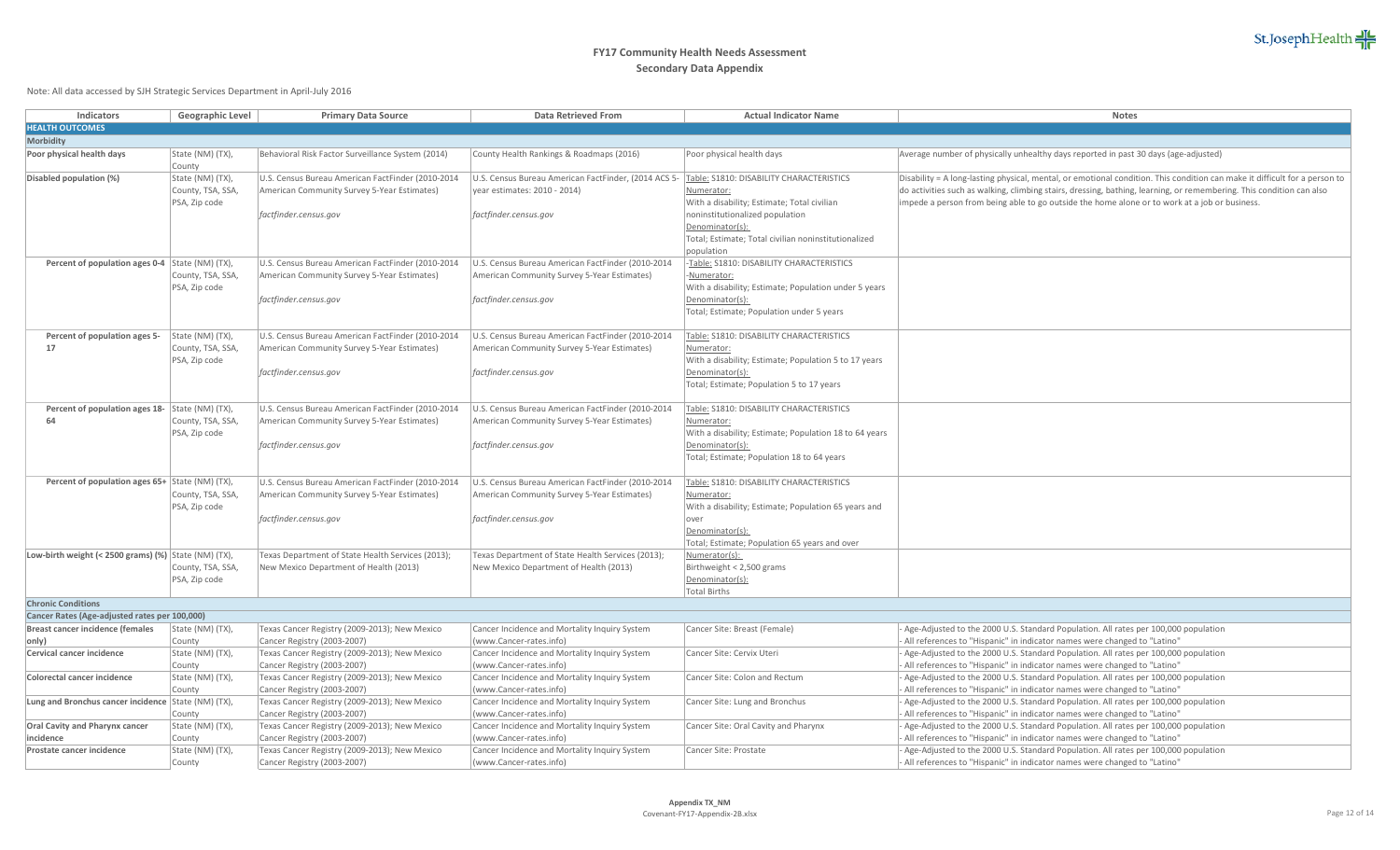# FY17 Community Health Needs Assessment

## Secondary Data Appendix

Note: All data accessed by SJH Strategic Services Department in April-July 2016

| Indicators | Geographic Level | Primary Data Source | Data Retrieved From | Actual Indicator Name | Notes |
|---|---|---|---|---|---|
| **HEALTH OUTCOMES** | | | | | |
| **Morbidity** | | | | | |
| **Poor physical health days** | State (NM) (TX), County | Behavioral Risk Factor Surveillance System (2014) | County Health Rankings & Roadmaps (2016) | Poor physical health days | Average number of physically unhealthy days reported in past 30 days (age-adjusted) |
| **Disabled population (%)** | State (NM) (TX), County, TSA, SSA, PSA, Zip code | U.S. Census Bureau American FactFinder (2010-2014 American Community Survey 5-Year Estimates) *factfinder.census.gov* | U.S. Census Bureau American FactFinder, (2014 ACS 5-year estimates: 2010 - 2014) *factfinder.census.gov* | Table: S1810: DISABILITY CHARACTERISTICS Numerator: With a disability; Estimate; Total civilian noninstitutionalized population Denominator(s): Total; Estimate; Total civilian noninstitutionalized population | Disability = A long-lasting physical, mental, or emotional condition. This condition can make it difficult for a person to do activities such as walking, climbing stairs, dressing, bathing, learning, or remembering. This condition can also impede a person from being able to go outside the home alone or to work at a job or business. |
| **Percent of population ages 0-4** | State (NM) (TX), County, TSA, SSA, PSA, Zip code | U.S. Census Bureau American FactFinder (2010-2014 American Community Survey 5-Year Estimates) *factfinder.census.gov* | U.S. Census Bureau American FactFinder (2010-2014 American Community Survey 5-Year Estimates) *factfinder.census.gov* | -Table: S1810: DISABILITY CHARACTERISTICS -Numerator: With a disability; Estimate; Population under 5 years Denominator(s): Total; Estimate; Population under 5 years | |
| **Percent of population ages 5-17** | State (NM) (TX), County, TSA, SSA, PSA, Zip code | U.S. Census Bureau American FactFinder (2010-2014 American Community Survey 5-Year Estimates) *factfinder.census.gov* | U.S. Census Bureau American FactFinder (2010-2014 American Community Survey 5-Year Estimates) *factfinder.census.gov* | Table: S1810: DISABILITY CHARACTERISTICS Numerator: With a disability; Estimate; Population 5 to 17 years Denominator(s): Total; Estimate; Population 5 to 17 years | |
| **Percent of population ages 18-64** | State (NM) (TX), County, TSA, SSA, PSA, Zip code | U.S. Census Bureau American FactFinder (2010-2014 American Community Survey 5-Year Estimates) *factfinder.census.gov* | U.S. Census Bureau American FactFinder (2010-2014 American Community Survey 5-Year Estimates) *factfinder.census.gov* | Table: S1810: DISABILITY CHARACTERISTICS Numerator: With a disability; Estimate; Population 18 to 64 years Denominator(s): Total; Estimate; Population 18 to 64 years | |
| **Percent of population ages 65+** | State (NM) (TX), County, TSA, SSA, PSA, Zip code | U.S. Census Bureau American FactFinder (2010-2014 American Community Survey 5-Year Estimates) *factfinder.census.gov* | U.S. Census Bureau American FactFinder (2010-2014 American Community Survey 5-Year Estimates) *factfinder.census.gov* | Table: S1810: DISABILITY CHARACTERISTICS Numerator: With a disability; Estimate; Population 65 years and over Denominator(s): Total; Estimate; Population 65 years and over | |
| **Low-birth weight (< 2500 grams) (%)** | State (NM) (TX), County, TSA, SSA, PSA, Zip code | Texas Department of State Health Services (2013); New Mexico Department of Health (2013) | Texas Department of State Health Services (2013); New Mexico Department of Health (2013) | Numerator(s): Birthweight < 2,500 grams Denominator(s): Total Births | |
| **Chronic Conditions** | | | | | |
| **Cancer Rates (Age-adjusted rates per 100,000)** | | | | | |
| **Breast cancer incidence (females only)** | State (NM) (TX), County | Texas Cancer Registry (2009-2013); New Mexico Cancer Registry (2003-2007) | Cancer Incidence and Mortality Inquiry System (www.Cancer-rates.info) | Cancer Site: Breast (Female) | - Age-Adjusted to the 2000 U.S. Standard Population. All rates per 100,000 population - All references to "Hispanic" in indicator names were changed to "Latino" |
| **Cervical cancer incidence** | State (NM) (TX), County | Texas Cancer Registry (2009-2013); New Mexico Cancer Registry (2003-2007) | Cancer Incidence and Mortality Inquiry System (www.Cancer-rates.info) | Cancer Site: Cervix Uteri | - Age-Adjusted to the 2000 U.S. Standard Population. All rates per 100,000 population - All references to "Hispanic" in indicator names were changed to "Latino" |
| **Colorectal cancer incidence** | State (NM) (TX), County | Texas Cancer Registry (2009-2013); New Mexico Cancer Registry (2003-2007) | Cancer Incidence and Mortality Inquiry System (www.Cancer-rates.info) | Cancer Site: Colon and Rectum | - Age-Adjusted to the 2000 U.S. Standard Population. All rates per 100,000 population - All references to "Hispanic" in indicator names were changed to "Latino" |
| **Lung and Bronchus cancer incidence** | State (NM) (TX), County | Texas Cancer Registry (2009-2013); New Mexico Cancer Registry (2003-2007) | Cancer Incidence and Mortality Inquiry System (www.Cancer-rates.info) | Cancer Site: Lung and Bronchus | - Age-Adjusted to the 2000 U.S. Standard Population. All rates per 100,000 population - All references to "Hispanic" in indicator names were changed to "Latino" |
| **Oral Cavity and Pharynx cancer incidence** | State (NM) (TX), County | Texas Cancer Registry (2009-2013); New Mexico Cancer Registry (2003-2007) | Cancer Incidence and Mortality Inquiry System (www.Cancer-rates.info) | Cancer Site: Oral Cavity and Pharynx | - Age-Adjusted to the 2000 U.S. Standard Population. All rates per 100,000 population - All references to "Hispanic" in indicator names were changed to "Latino" |
| **Prostate cancer incidence** | State (NM) (TX), County | Texas Cancer Registry (2009-2013); New Mexico Cancer Registry (2003-2007) | Cancer Incidence and Mortality Inquiry System (www.Cancer-rates.info) | Cancer Site: Prostate | - Age-Adjusted to the 2000 U.S. Standard Population. All rates per 100,000 population - All references to "Hispanic" in indicator names were changed to "Latino" |

**Appendix TX_NM**
Covenant-FY17-Appendix-2B.xlsx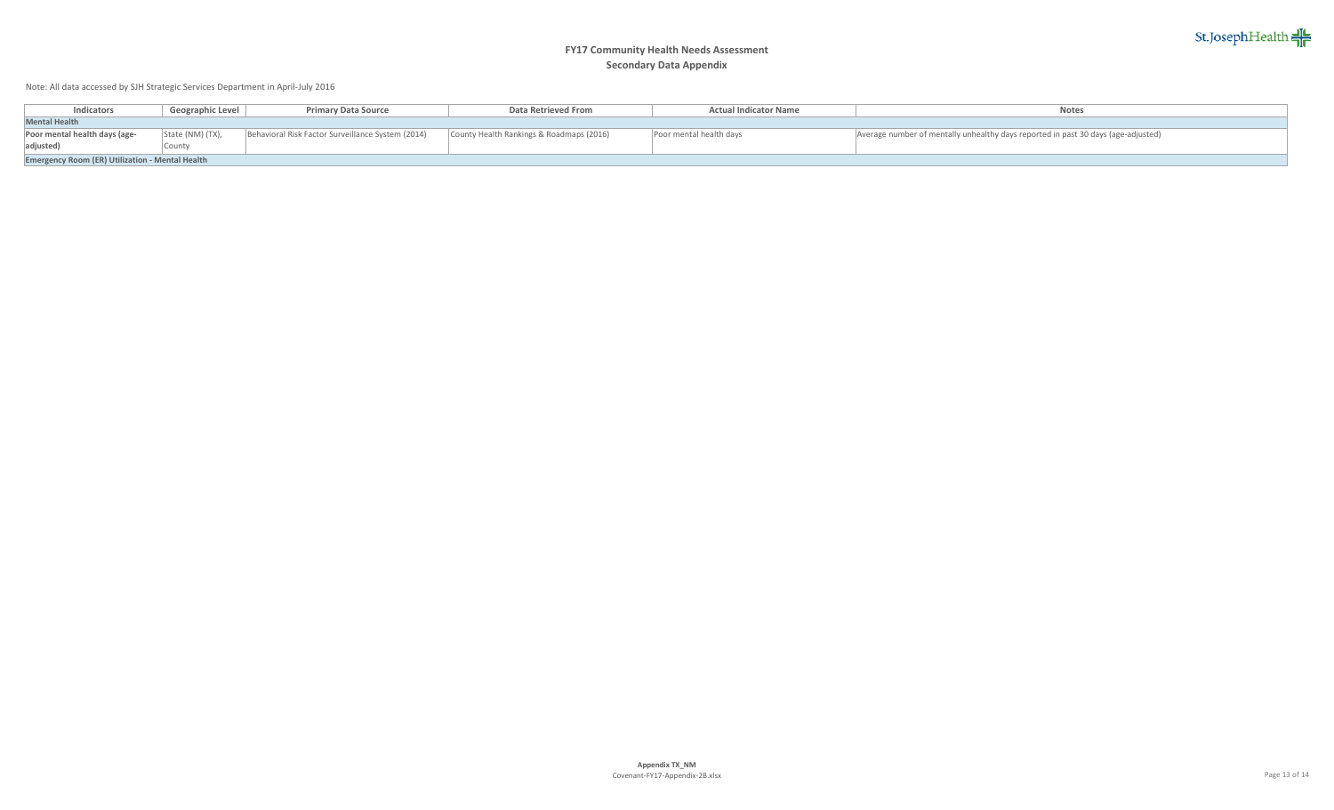# FY17 Community Health Needs Assessment

## Secondary Data Appendix

Note: All data accessed by SJH Strategic Services Department in April-July 2016

| Indicators | Geographic Level | Primary Data Source | Data Retrieved From | Actual Indicator Name | Notes |
|---|---|---|---|---|---|
| **Mental Health** | | | | | |
| **Poor mental health days (age-adjusted)** | State (NM) (TX), County | Behavioral Risk Factor Surveillance System (2014) | County Health Rankings & Roadmaps (2016) | Poor mental health days | Average number of mentally unhealthy days reported in past 30 days (age-adjusted) |
| **Emergency Room (ER) Utilization - Mental Health** | | | | | |

**Appendix TX_NM**
Covenant-FY17-Appendix-2B.xlsx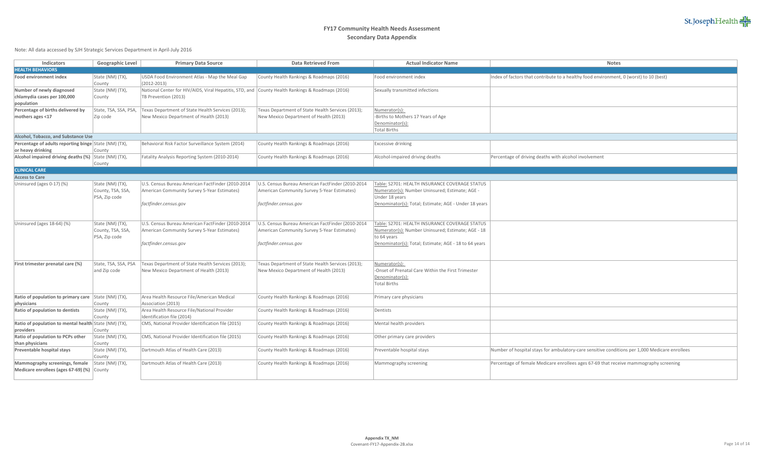# FY17 Community Health Needs Assessment

## Secondary Data Appendix

Note: All data accessed by SJH Strategic Services Department in April-July 2016

| Indicators | Geographic Level | Primary Data Source | Data Retrieved From | Actual Indicator Name | Notes |
|---|---|---|---|---|---|
| **HEALTH BEHAVIORS** | | | | | |
| **Food environment index** | State (NM) (TX), County | USDA Food Environment Atlas - Map the Meal Gap (2012-2013) | County Health Rankings & Roadmaps (2016) | Food environment index | Index of factors that contribute to a healthy food environment, 0 (worst) to 10 (best) |
| **Number of newly diagnosed chlamydia cases per 100,000 population** | State (NM) (TX), County | National Center for HIV/AIDS, Viral Hepatitis, STD, and TB Prevention (2013) | County Health Rankings & Roadmaps (2016) | Sexually transmitted infections | |
| **Percentage of births delivered by mothers ages <17** | State, TSA, SSA, PSA, Zip code | Texas Department of State Health Services (2013); New Mexico Department of Health (2013) | Texas Department of State Health Services (2013); New Mexico Department of Health (2013) | Numerator(s): -Births to Mothers 17 Years of Age Denominator(s): Total Births | |
| **Alcohol, Tobacco, and Substance Use** | | | | | |
| **Percentage of adults reporting binge or heavy drinking** | State (NM) (TX), County | Behavioral Risk Factor Surveillance System (2014) | County Health Rankings & Roadmaps (2016) | Excessive drinking | |
| **Alcohol impaired driving deaths (%)** | State (NM) (TX), County | Fatality Analysis Reporting System (2010-2014) | County Health Rankings & Roadmaps (2016) | Alcohol-impaired driving deaths | Percentage of driving deaths with alcohol involvement |
| **CLINICAL CARE** | | | | | |
| **Access to Care** | | | | | |
| Uninsured (ages 0-17) (%) | State (NM) (TX), County, TSA, SSA, PSA, Zip code | U.S. Census Bureau American FactFinder (2010-2014 American Community Survey 5-Year Estimates) *factfinder.census.gov* | U.S. Census Bureau American FactFinder (2010-2014 American Community Survey 5-Year Estimates) *factfinder.census.gov* | Table: S2701: HEALTH INSURANCE COVERAGE STATUS Numerator(s): Number Uninsured; Estimate; AGE - Under 18 years Denominator(s): Total; Estimate; AGE - Under 18 years | |
| Uninsured (ages 18-64) (%) | State (NM) (TX), County, TSA, SSA, PSA, Zip code | U.S. Census Bureau American FactFinder (2010-2014 American Community Survey 5-Year Estimates) *factfinder.census.gov* | U.S. Census Bureau American FactFinder (2010-2014 American Community Survey 5-Year Estimates) *factfinder.census.gov* | Table: S2701: HEALTH INSURANCE COVERAGE STATUS Numerator(s): Number Uninsured; Estimate; AGE - 18 to 64 years Denominator(s): Total; Estimate; AGE - 18 to 64 years | |
| **First trimester prenatal care (%)** | State, TSA, SSA PSA and Zip code | Texas Department of State Health Services (2013); New Mexico Department of Health (2013) | Texas Department of State Health Services (2013); New Mexico Department of Health (2013) | Numerator(s): -Onset of Prenatal Care Within the First Trimester Denominator(s): Total Births | |
| **Ratio of population to primary care physicians** | State (NM) (TX), County | Area Health Resource File/American Medical Association (2013) | County Health Rankings & Roadmaps (2016) | Primary care physicians | |
| **Ratio of population to dentists** | State (NM) (TX), County | Area Health Resource File/National Provider Identification file (2014) | County Health Rankings & Roadmaps (2016) | Dentists | |
| **Ratio of population to mental health providers** | State (NM) (TX), County | CMS, National Provider Identification file (2015) | County Health Rankings & Roadmaps (2016) | Mental health providers | |
| **Ratio of population to PCPs other than physicians** | State (NM) (TX), County | CMS, National Provider Identification file (2015) | County Health Rankings & Roadmaps (2016) | Other primary care providers | |
| **Preventable hospital stays** | State (NM) (TX), County | Dartmouth Atlas of Health Care (2013) | County Health Rankings & Roadmaps (2016) | Preventable hospital stays | Number of hospital stays for ambulatory-care sensitive conditions per 1,000 Medicare enrollees |
| **Mammography screenings, female Medicare enrollees (ages 67-69) (%)** | State (NM) (TX), County | Dartmouth Atlas of Health Care (2013) | County Health Rankings & Roadmaps (2016) | Mammography screening | Percentage of female Medicare enrollees ages 67-69 that receive mammography screening |

**Appendix TX_NM**
Covenant-FY17-Appendix-2B.xlsx